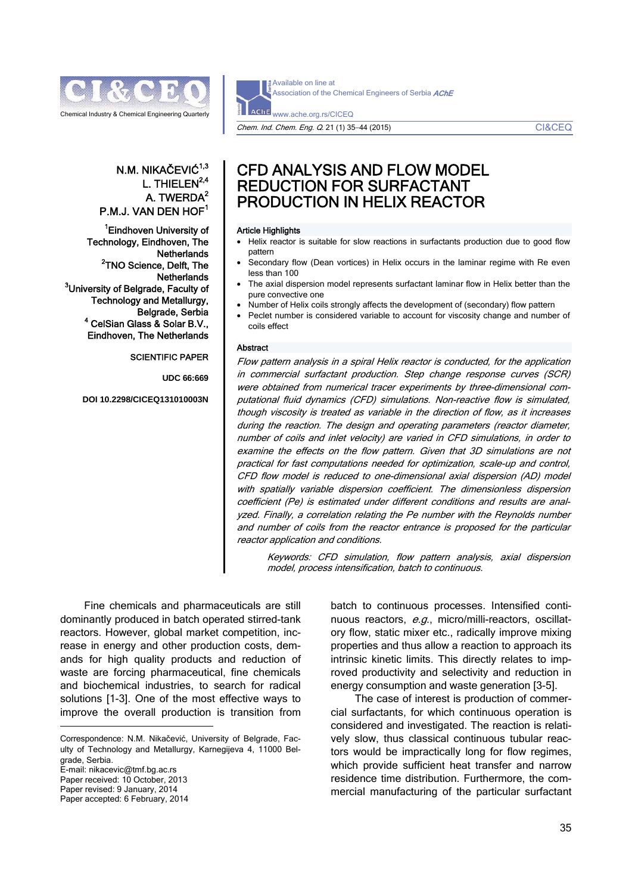N.M. NIKAČEVIĆ[1,3]
L. THIELEN[2,4]
A. TWERDA[2]
P.M.J. VAN DEN HOF[1]

[1]Eindhoven University of Technology, Eindhoven, The Netherlands
[2]TNO Science, Delft, The Netherlands
[3]University of Belgrade, Faculty of Technology and Metallurgy, Belgrade, Serbia
[4] CelSian Glass & Solar B.V., Eindhoven, The Netherlands

SCIENTIFIC PAPER

UDC 66:669

DOI 10.2298/CICEQ131010003N

# CFD ANALYSIS AND FLOW MODEL REDUCTION FOR SURFACTANT PRODUCTION IN HELIX REACTOR

## Article Highlights

- Helix reactor is suitable for slow reactions in surfactants production due to good flow pattern
- Secondary flow (Dean vortices) in Helix occurs in the laminar regime with Re even less than 100
- The axial dispersion model represents surfactant laminar flow in Helix better than the pure convective one
- Number of Helix coils strongly affects the development of (secondary) flow pattern
- Peclet number is considered variable to account for viscosity change and number of coils effect

## Abstract

*Flow pattern analysis in a spiral Helix reactor is conducted, for the application in commercial surfactant production. Step change response curves (SCR) were obtained from numerical tracer experiments by three-dimensional computational fluid dynamics (CFD) simulations. Non-reactive flow is simulated, though viscosity is treated as variable in the direction of flow, as it increases during the reaction. The design and operating parameters (reactor diameter, number of coils and inlet velocity) are varied in CFD simulations, in order to examine the effects on the flow pattern. Given that 3D simulations are not practical for fast computations needed for optimization, scale-up and control, CFD flow model is reduced to one-dimensional axial dispersion (AD) model with spatially variable dispersion coefficient. The dimensionless dispersion coefficient (Pe) is estimated under different conditions and results are analyzed. Finally, a correlation relating the Pe number with the Reynolds number and number of coils from the reactor entrance is proposed for the particular reactor application and conditions.*

*Keywords: CFD simulation, flow pattern analysis, axial dispersion model, process intensification, batch to continuous.*

Fine chemicals and pharmaceuticals are still dominantly produced in batch operated stirred-tank reactors. However, global market competition, increase in energy and other production costs, demands for high quality products and reduction of waste are forcing pharmaceutical, fine chemicals and biochemical industries, to search for radical solutions [1-3]. One of the most effective ways to improve the overall production is transition from batch to continuous processes. Intensified continuous reactors, *e.g.*, micro/milli-reactors, oscillatory flow, static mixer etc., radically improve mixing properties and thus allow a reaction to approach its intrinsic kinetic limits. This directly relates to improved productivity and selectivity and reduction in energy consumption and waste generation [3-5].

The case of interest is production of commercial surfactants, for which continuous operation is considered and investigated. The reaction is relatively slow, thus classical continuous tubular reactors would be impractically long for flow regimes, which provide sufficient heat transfer and narrow residence time distribution. Furthermore, the commercial manufacturing of the particular surfactant

Correspondence: N.M. Nikačević, University of Belgrade, Faculty of Technology and Metallurgy, Karnegijeva 4, 11000 Belgrade, Serbia.
E-mail: nikacevic@tmf.bg.ac.rs
Paper received: 10 October, 2013
Paper revised: 9 January, 2014
Paper accepted: 6 February, 2014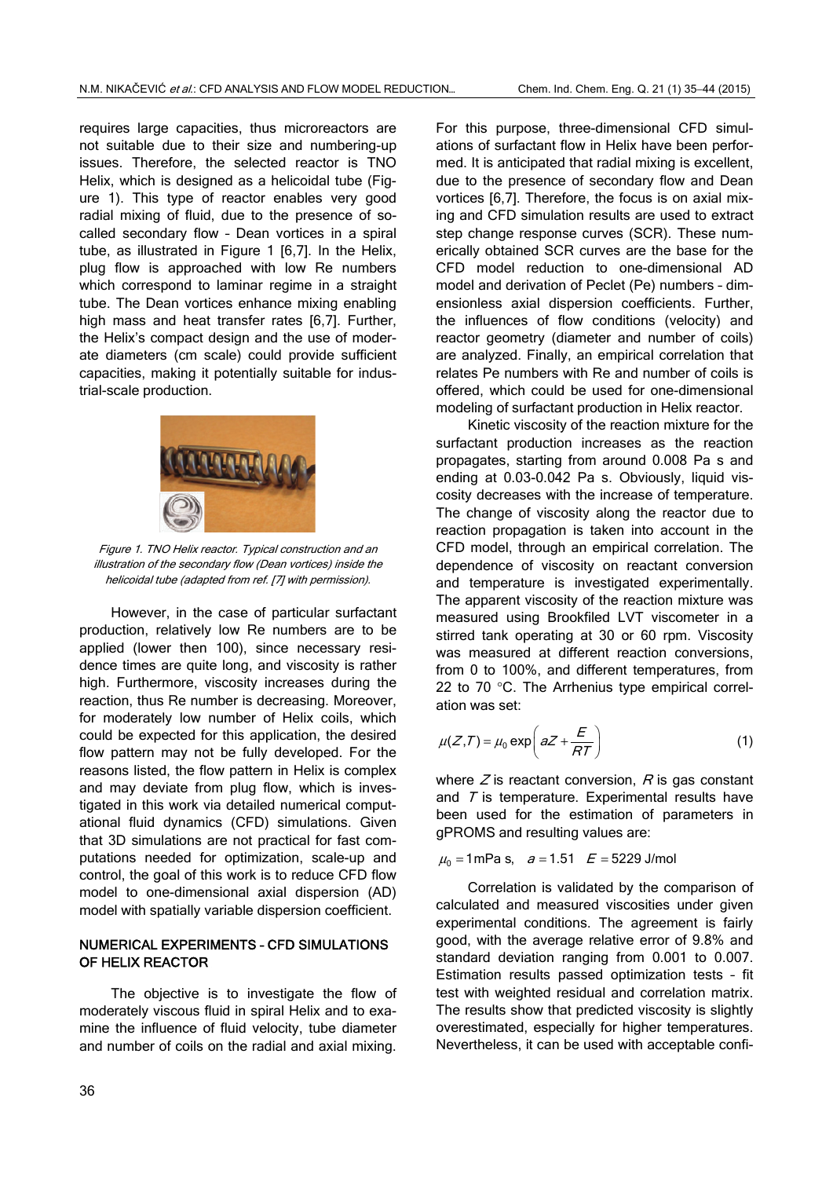requires large capacities, thus microreactors are not suitable due to their size and numbering-up issues. Therefore, the selected reactor is TNO Helix, which is designed as a helicoidal tube (Figure 1). This type of reactor enables very good radial mixing of fluid, due to the presence of so-called secondary flow – Dean vortices in a spiral tube, as illustrated in Figure 1 [6,7]. In the Helix, plug flow is approached with low Re numbers which correspond to laminar regime in a straight tube. The Dean vortices enhance mixing enabling high mass and heat transfer rates [6,7]. Further, the Helix's compact design and the use of moderate diameters (cm scale) could provide sufficient capacities, making it potentially suitable for industrial-scale production.

*Figure 1. TNO Helix reactor. Typical construction and an illustration of the secondary flow (Dean vortices) inside the helicoidal tube (adapted from ref. [7] with permission).*

However, in the case of particular surfactant production, relatively low Re numbers are to be applied (lower then 100), since necessary residence times are quite long, and viscosity is rather high. Furthermore, viscosity increases during the reaction, thus Re number is decreasing. Moreover, for moderately low number of Helix coils, which could be expected for this application, the desired flow pattern may not be fully developed. For the reasons listed, the flow pattern in Helix is complex and may deviate from plug flow, which is investigated in this work via detailed numerical computational fluid dynamics (CFD) simulations. Given that 3D simulations are not practical for fast computations needed for optimization, scale-up and control, the goal of this work is to reduce CFD flow model to one-dimensional axial dispersion (AD) model with spatially variable dispersion coefficient.

## NUMERICAL EXPERIMENTS – CFD SIMULATIONS OF HELIX REACTOR

The objective is to investigate the flow of moderately viscous fluid in spiral Helix and to examine the influence of fluid velocity, tube diameter and number of coils on the radial and axial mixing. For this purpose, three-dimensional CFD simulations of surfactant flow in Helix have been performed. It is anticipated that radial mixing is excellent, due to the presence of secondary flow and Dean vortices [6,7]. Therefore, the focus is on axial mixing and CFD simulation results are used to extract step change response curves (SCR). These numerically obtained SCR curves are the base for the CFD model reduction to one-dimensional AD model and derivation of Peclet (Pe) numbers – dimensionless axial dispersion coefficients. Further, the influences of flow conditions (velocity) and reactor geometry (diameter and number of coils) are analyzed. Finally, an empirical correlation that relates Pe numbers with Re and number of coils is offered, which could be used for one-dimensional modeling of surfactant production in Helix reactor.

Kinetic viscosity of the reaction mixture for the surfactant production increases as the reaction propagates, starting from around 0.008 Pa s and ending at 0.03-0.042 Pa s. Obviously, liquid viscosity decreases with the increase of temperature. The change of viscosity along the reactor due to reaction propagation is taken into account in the CFD model, through an empirical correlation. The dependence of viscosity on reactant conversion and temperature is investigated experimentally. The apparent viscosity of the reaction mixture was measured using Brookfiled LVT viscometer in a stirred tank operating at 30 or 60 rpm. Viscosity was measured at different reaction conversions, from 0 to 100%, and different temperatures, from 22 to 70 °C. The Arrhenius type empirical correlation was set:

$$\mu(Z,T) = \mu_0 \exp\left(aZ + \frac{E}{RT}\right) \tag{1}$$

where $Z$ is reactant conversion, $R$ is gas constant and $T$ is temperature. Experimental results have been used for the estimation of parameters in gPROMS and resulting values are:

$\mu_0 = 1\,\text{mPa s}$, $a = 1.51$ $E = 5229\ \text{J/mol}$

Correlation is validated by the comparison of calculated and measured viscosities under given experimental conditions. The agreement is fairly good, with the average relative error of 9.8% and standard deviation ranging from 0.001 to 0.007. Estimation results passed optimization tests – fit test with weighted residual and correlation matrix. The results show that predicted viscosity is slightly overestimated, especially for higher temperatures. Nevertheless, it can be used with acceptable confi-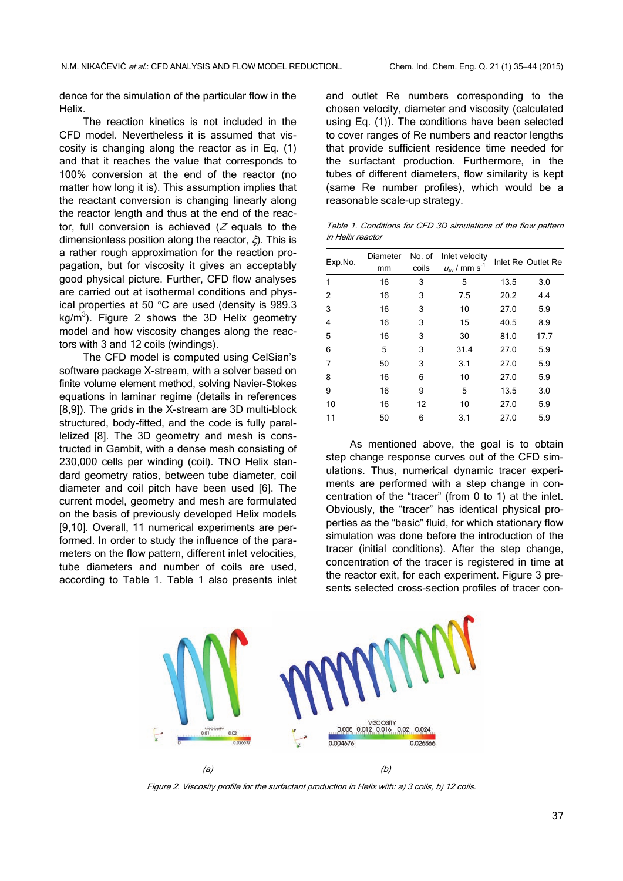dence for the simulation of the particular flow in the Helix.

The reaction kinetics is not included in the CFD model. Nevertheless it is assumed that viscosity is changing along the reactor as in Eq. (1) and that it reaches the value that corresponds to 100% conversion at the end of the reactor (no matter how long it is). This assumption implies that the reactant conversion is changing linearly along the reactor length and thus at the end of the reactor, full conversion is achieved ($Z$ equals to the dimensionless position along the reactor, $\xi$). This is a rather rough approximation for the reaction propagation, but for viscosity it gives an acceptably good physical picture. Further, CFD flow analyses are carried out at isothermal conditions and physical properties at 50 °C are used (density is 989.3 kg/m$^3$). Figure 2 shows the 3D Helix geometry model and how viscosity changes along the reactors with 3 and 12 coils (windings).

The CFD model is computed using CelSian's software package X-stream, with a solver based on finite volume element method, solving Navier-Stokes equations in laminar regime (details in references [8,9]). The grids in the X-stream are 3D multi-block structured, body-fitted, and the code is fully parallelized [8]. The 3D geometry and mesh is constructed in Gambit, with a dense mesh consisting of 230,000 cells per winding (coil). TNO Helix standard geometry ratios, between tube diameter, coil diameter and coil pitch have been used [6]. The current model, geometry and mesh are formulated on the basis of previously developed Helix models [9,10]. Overall, 11 numerical experiments are performed. In order to study the influence of the parameters on the flow pattern, different inlet velocities, tube diameters and number of coils are used, according to Table 1. Table 1 also presents inlet and outlet Re numbers corresponding to the chosen velocity, diameter and viscosity (calculated using Eq. (1)). The conditions have been selected to cover ranges of Re numbers and reactor lengths that provide sufficient residence time needed for the surfactant production. Furthermore, in the tubes of different diameters, flow similarity is kept (same Re number profiles), which would be a reasonable scale-up strategy.

*Table 1. Conditions for CFD 3D simulations of the flow pattern in Helix reactor*

| Exp.No. | Diameter mm | No. of coils | Inlet velocity $u_{av}$ / mm s$^{-1}$ | Inlet Re | Outlet Re |
|---|---|---|---|---|---|
| 1 | 16 | 3 | 5 | 13.5 | 3.0 |
| 2 | 16 | 3 | 7.5 | 20.2 | 4.4 |
| 3 | 16 | 3 | 10 | 27.0 | 5.9 |
| 4 | 16 | 3 | 15 | 40.5 | 8.9 |
| 5 | 16 | 3 | 30 | 81.0 | 17.7 |
| 6 | 5 | 3 | 31.4 | 27.0 | 5.9 |
| 7 | 50 | 3 | 3.1 | 27.0 | 5.9 |
| 8 | 16 | 6 | 10 | 27.0 | 5.9 |
| 9 | 16 | 9 | 5 | 13.5 | 3.0 |
| 10 | 16 | 12 | 10 | 27.0 | 5.9 |
| 11 | 50 | 6 | 3.1 | 27.0 | 5.9 |

As mentioned above, the goal is to obtain step change response curves out of the CFD simulations. Thus, numerical dynamic tracer experiments are performed with a step change in concentration of the "tracer" (from 0 to 1) at the inlet. Obviously, the "tracer" has identical physical properties as the "basic" fluid, for which stationary flow simulation was done before the introduction of the tracer (initial conditions). After the step change, concentration of the tracer is registered in time at the reactor exit, for each experiment. Figure 3 presents selected cross-section profiles of tracer con-

(a) (b)

*Figure 2. Viscosity profile for the surfactant production in Helix with: a) 3 coils, b) 12 coils.*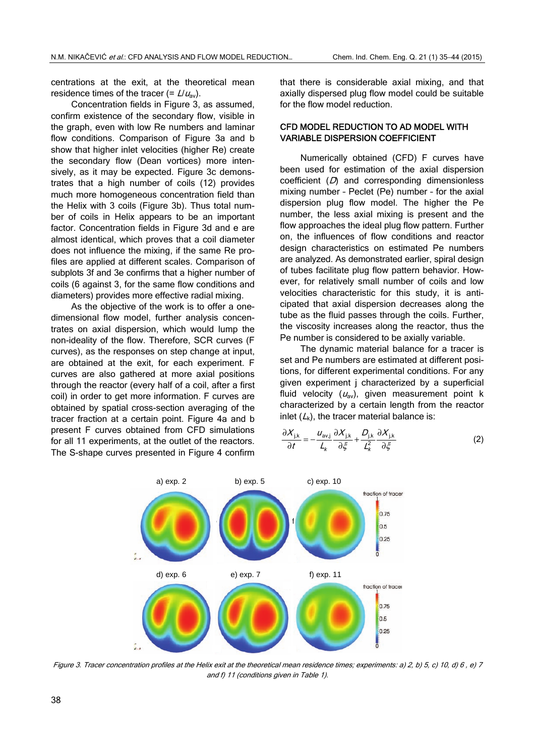centrations at the exit, at the theoretical mean residence times of the tracer ($= L/u_{av}$).

Concentration fields in Figure 3, as assumed, confirm existence of the secondary flow, visible in the graph, even with low Re numbers and laminar flow conditions. Comparison of Figure 3a and b show that higher inlet velocities (higher Re) create the secondary flow (Dean vortices) more intensively, as it may be expected. Figure 3c demonstrates that a high number of coils (12) provides much more homogeneous concentration field than the Helix with 3 coils (Figure 3b). Thus total number of coils in Helix appears to be an important factor. Concentration fields in Figure 3d and e are almost identical, which proves that a coil diameter does not influence the mixing, if the same Re profiles are applied at different scales. Comparison of subplots 3f and 3e confirms that a higher number of coils (6 against 3, for the same flow conditions and diameters) provides more effective radial mixing.

As the objective of the work is to offer a one-dimensional flow model, further analysis concentrates on axial dispersion, which would lump the non-ideality of the flow. Therefore, SCR curves (F curves), as the responses on step change at input, are obtained at the exit, for each experiment. F curves are also gathered at more axial positions through the reactor (every half of a coil, after a first coil) in order to get more information. F curves are obtained by spatial cross-section averaging of the tracer fraction at a certain point. Figure 4a and b present F curves obtained from CFD simulations for all 11 experiments, at the outlet of the reactors. The S-shape curves presented in Figure 4 confirm that there is considerable axial mixing, and that axially dispersed plug flow model could be suitable for the flow model reduction.

## CFD MODEL REDUCTION TO AD MODEL WITH VARIABLE DISPERSION COEFFICIENT

Numerically obtained (CFD) F curves have been used for estimation of the axial dispersion coefficient ($D$) and corresponding dimensionless mixing number – Peclet (Pe) number – for the axial dispersion plug flow model. The higher the Pe number, the less axial mixing is present and the flow approaches the ideal plug flow pattern. Further on, the influences of flow conditions and reactor design characteristics on estimated Pe numbers are analyzed. As demonstrated earlier, spiral design of tubes facilitate plug flow pattern behavior. However, for relatively small number of coils and low velocities characteristic for this study, it is anticipated that axial dispersion decreases along the tube as the fluid passes through the coils. Further, the viscosity increases along the reactor, thus the Pe number is considered to be axially variable.

The dynamic material balance for a tracer is set and Pe numbers are estimated at different positions, for different experimental conditions. For any given experiment j characterized by a superficial fluid velocity ($u_{av}$), given measurement point k characterized by a certain length from the reactor inlet ($L_k$), the tracer material balance is:

$$\frac{\partial X_{j,k}}{\partial t} = -\frac{u_{av,j}}{L_k}\frac{\partial X_{j,k}}{\partial \xi} + \frac{D_{j,k}}{L_k^2}\frac{\partial X_{j,k}}{\partial \xi} \tag{2}$$

Figure 3. Tracer concentration profiles at the Helix exit at the theoretical mean residence times; experiments: a) 2, b) 5, c) 10, d) 6 , e) 7 and f) 11 (conditions given in Table 1).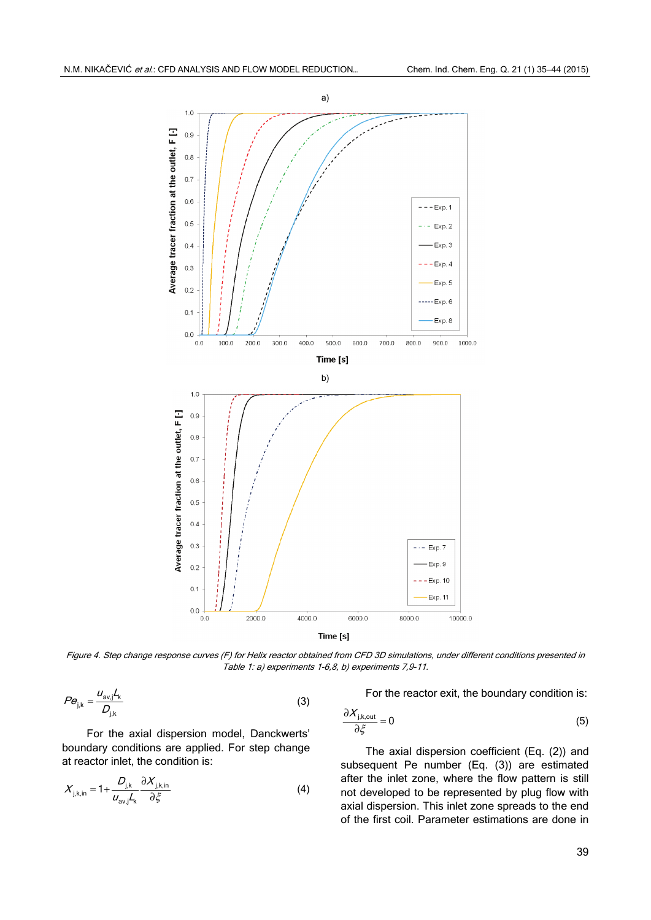Figure 4. Step change response curves (F) for Helix reactor obtained from CFD 3D simulations, under different conditions presented in Table 1: a) experiments 1-6,8, b) experiments 7,9-11.

$$Pe_{j,k} = \frac{u_{av,j} L_k}{D_{j,k}} \tag{3}$$

For the axial dispersion model, Danckwerts' boundary conditions are applied. For step change at reactor inlet, the condition is:

$$X_{j,k,in} = 1 + \frac{D_{j,k}}{u_{av,j} L_k} \frac{\partial X_{j,k,in}}{\partial \xi} \tag{4}$$

For the reactor exit, the boundary condition is:

$$\frac{\partial X_{j,k,out}}{\partial \xi} = 0 \tag{5}$$

The axial dispersion coefficient (Eq. (2)) and subsequent Pe number (Eq. (3)) are estimated after the inlet zone, where the flow pattern is still not developed to be represented by plug flow with axial dispersion. This inlet zone spreads to the end of the first coil. Parameter estimations are done in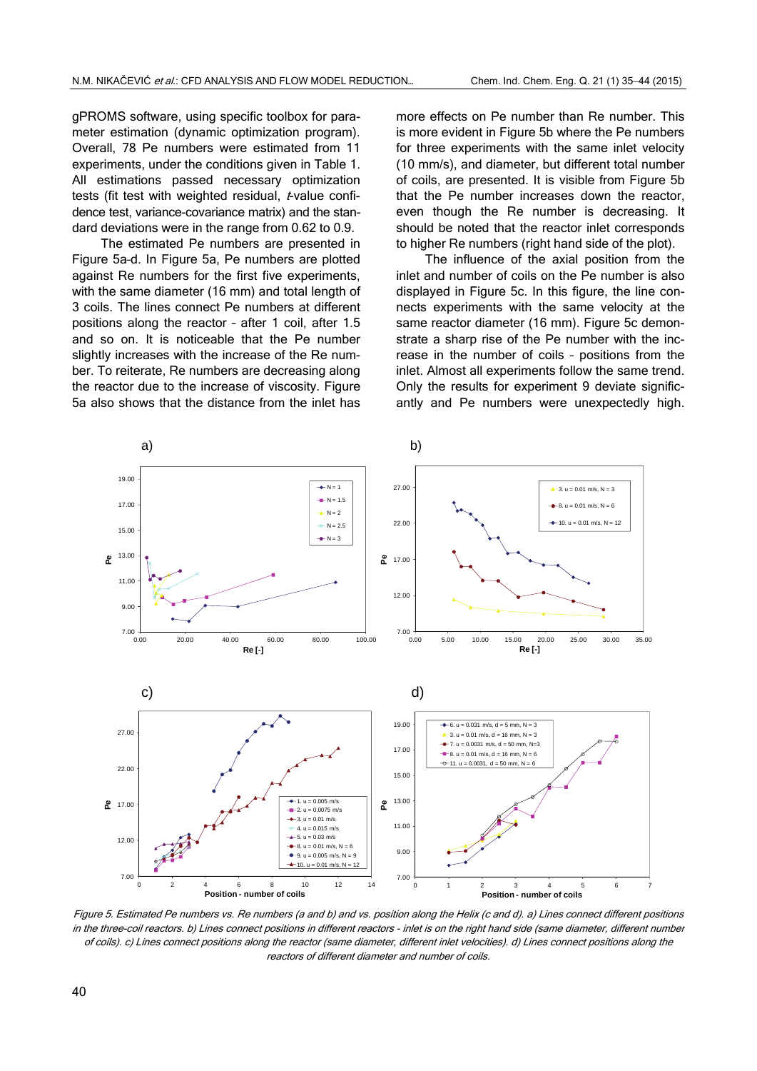gPROMS software, using specific toolbox for parameter estimation (dynamic optimization program). Overall, 78 Pe numbers were estimated from 11 experiments, under the conditions given in Table 1. All estimations passed necessary optimization tests (fit test with weighted residual, *t*-value confidence test, variance-covariance matrix) and the standard deviations were in the range from 0.62 to 0.9.

The estimated Pe numbers are presented in Figure 5a-d. In Figure 5a, Pe numbers are plotted against Re numbers for the first five experiments, with the same diameter (16 mm) and total length of 3 coils. The lines connect Pe numbers at different positions along the reactor – after 1 coil, after 1.5 and so on. It is noticeable that the Pe number slightly increases with the increase of the Re number. To reiterate, Re numbers are decreasing along the reactor due to the increase of viscosity. Figure 5a also shows that the distance from the inlet has more effects on Pe number than Re number. This is more evident in Figure 5b where the Pe numbers for three experiments with the same inlet velocity (10 mm/s), and diameter, but different total number of coils, are presented. It is visible from Figure 5b that the Pe number increases down the reactor, even though the Re number is decreasing. It should be noted that the reactor inlet corresponds to higher Re numbers (right hand side of the plot).

The influence of the axial position from the inlet and number of coils on the Pe number is also displayed in Figure 5c. In this figure, the line connects experiments with the same velocity at the same reactor diameter (16 mm). Figure 5c demonstrate a sharp rise of the Pe number with the increase in the number of coils – positions from the inlet. Almost all experiments follow the same trend. Only the results for experiment 9 deviate significantly and Pe numbers were unexpectedly high.

*Figure 5. Estimated Pe numbers vs. Re numbers (a and b) and vs. position along the Helix (c and d). a) Lines connect different positions in the three-coil reactors. b) Lines connect positions in different reactors - inlet is on the right hand side (same diameter, different number of coils). c) Lines connect positions along the reactor (same diameter, different inlet velocities). d) Lines connect positions along the reactors of different diameter and number of coils.*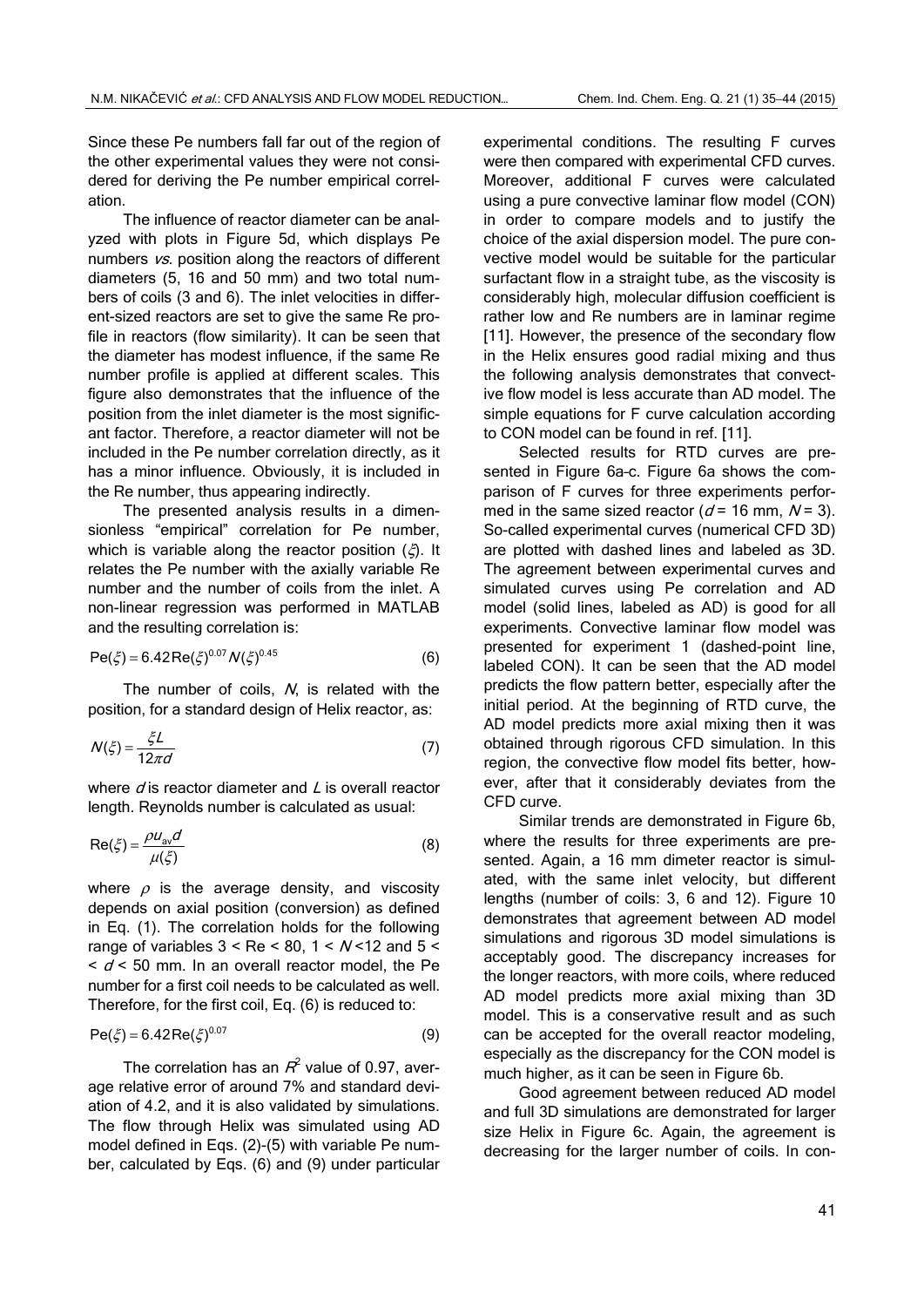Since these Pe numbers fall far out of the region of the other experimental values they were not considered for deriving the Pe number empirical correlation.

The influence of reactor diameter can be analyzed with plots in Figure 5d, which displays Pe numbers *vs.* position along the reactors of different diameters (5, 16 and 50 mm) and two total numbers of coils (3 and 6). The inlet velocities in different-sized reactors are set to give the same Re profile in reactors (flow similarity). It can be seen that the diameter has modest influence, if the same Re number profile is applied at different scales. This figure also demonstrates that the influence of the position from the inlet diameter is the most significant factor. Therefore, a reactor diameter will not be included in the Pe number correlation directly, as it has a minor influence. Obviously, it is included in the Re number, thus appearing indirectly.

The presented analysis results in a dimensionless "empirical" correlation for Pe number, which is variable along the reactor position ($\xi$). It relates the Pe number with the axially variable Re number and the number of coils from the inlet. A non-linear regression was performed in MATLAB and the resulting correlation is:

$$\mathrm{Pe}(\xi) = 6.42\,\mathrm{Re}(\xi)^{0.07} N(\xi)^{0.45} \tag{6}$$

The number of coils, $N$, is related with the position, for a standard design of Helix reactor, as:

$$N(\xi) = \frac{\xi L}{12\pi d} \tag{7}$$

where $d$ is reactor diameter and $L$ is overall reactor length. Reynolds number is calculated as usual:

$$\mathrm{Re}(\xi) = \frac{\rho u_{\mathrm{av}} d}{\mu(\xi)} \tag{8}$$

where $\rho$ is the average density, and viscosity depends on axial position (conversion) as defined in Eq. (1). The correlation holds for the following range of variables $3 < \mathrm{Re} < 80$, $1 < N < 12$ and $5 < d < 50$ mm. In an overall reactor model, the Pe number for a first coil needs to be calculated as well. Therefore, for the first coil, Eq. (6) is reduced to:

$$\mathrm{Pe}(\xi) = 6.42\,\mathrm{Re}(\xi)^{0.07} \tag{9}$$

The correlation has an $R^2$ value of 0.97, average relative error of around 7% and standard deviation of 4.2, and it is also validated by simulations. The flow through Helix was simulated using AD model defined in Eqs. (2)-(5) with variable Pe number, calculated by Eqs. (6) and (9) under particular experimental conditions. The resulting F curves were then compared with experimental CFD curves. Moreover, additional F curves were calculated using a pure convective laminar flow model (CON) in order to compare models and to justify the choice of the axial dispersion model. The pure convective model would be suitable for the particular surfactant flow in a straight tube, as the viscosity is considerably high, molecular diffusion coefficient is rather low and Re numbers are in laminar regime [11]. However, the presence of the secondary flow in the Helix ensures good radial mixing and thus the following analysis demonstrates that convective flow model is less accurate than AD model. The simple equations for F curve calculation according to CON model can be found in ref. [11].

Selected results for RTD curves are presented in Figure 6a–c. Figure 6a shows the comparison of F curves for three experiments performed in the same sized reactor ($d$ = 16 mm, $N$ = 3). So-called experimental curves (numerical CFD 3D) are plotted with dashed lines and labeled as 3D. The agreement between experimental curves and simulated curves using Pe correlation and AD model (solid lines, labeled as AD) is good for all experiments. Convective laminar flow model was presented for experiment 1 (dashed-point line, labeled CON). It can be seen that the AD model predicts the flow pattern better, especially after the initial period. At the beginning of RTD curve, the AD model predicts more axial mixing then it was obtained through rigorous CFD simulation. In this region, the convective flow model fits better, however, after that it considerably deviates from the CFD curve.

Similar trends are demonstrated in Figure 6b, where the results for three experiments are presented. Again, a 16 mm dimeter reactor is simulated, with the same inlet velocity, but different lengths (number of coils: 3, 6 and 12). Figure 10 demonstrates that agreement between AD model simulations and rigorous 3D model simulations is acceptably good. The discrepancy increases for the longer reactors, with more coils, where reduced AD model predicts more axial mixing than 3D model. This is a conservative result and as such can be accepted for the overall reactor modeling, especially as the discrepancy for the CON model is much higher, as it can be seen in Figure 6b.

Good agreement between reduced AD model and full 3D simulations are demonstrated for larger size Helix in Figure 6c. Again, the agreement is decreasing for the larger number of coils. In con-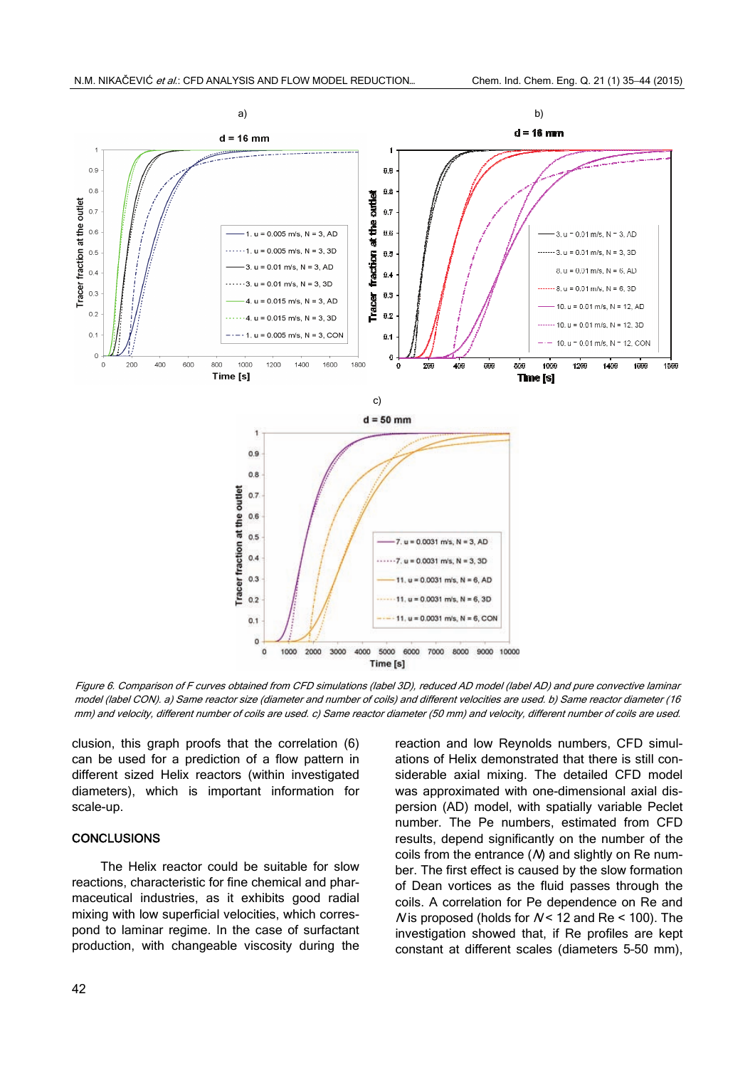*Figure 6. Comparison of F curves obtained from CFD simulations (label 3D), reduced AD model (label AD) and pure convective laminar model (label CON). a) Same reactor size (diameter and number of coils) and different velocities are used. b) Same reactor diameter (16 mm) and velocity, different number of coils are used. c) Same reactor diameter (50 mm) and velocity, different number of coils are used.*

clusion, this graph proofs that the correlation (6) can be used for a prediction of a flow pattern in different sized Helix reactors (within investigated diameters), which is important information for scale-up.

## CONCLUSIONS

The Helix reactor could be suitable for slow reactions, characteristic for fine chemical and pharmaceutical industries, as it exhibits good radial mixing with low superficial velocities, which correspond to laminar regime. In the case of surfactant production, with changeable viscosity during the reaction and low Reynolds numbers, CFD simulations of Helix demonstrated that there is still considerable axial mixing. The detailed CFD model was approximated with one-dimensional axial dispersion (AD) model, with spatially variable Peclet number. The Pe numbers, estimated from CFD results, depend significantly on the number of the coils from the entrance ($N$) and slightly on Re number. The first effect is caused by the slow formation of Dean vortices as the fluid passes through the coils. A correlation for Pe dependence on Re and $N$ is proposed (holds for $N < 12$ and $Re < 100$). The investigation showed that, if Re profiles are kept constant at different scales (diameters 5-50 mm),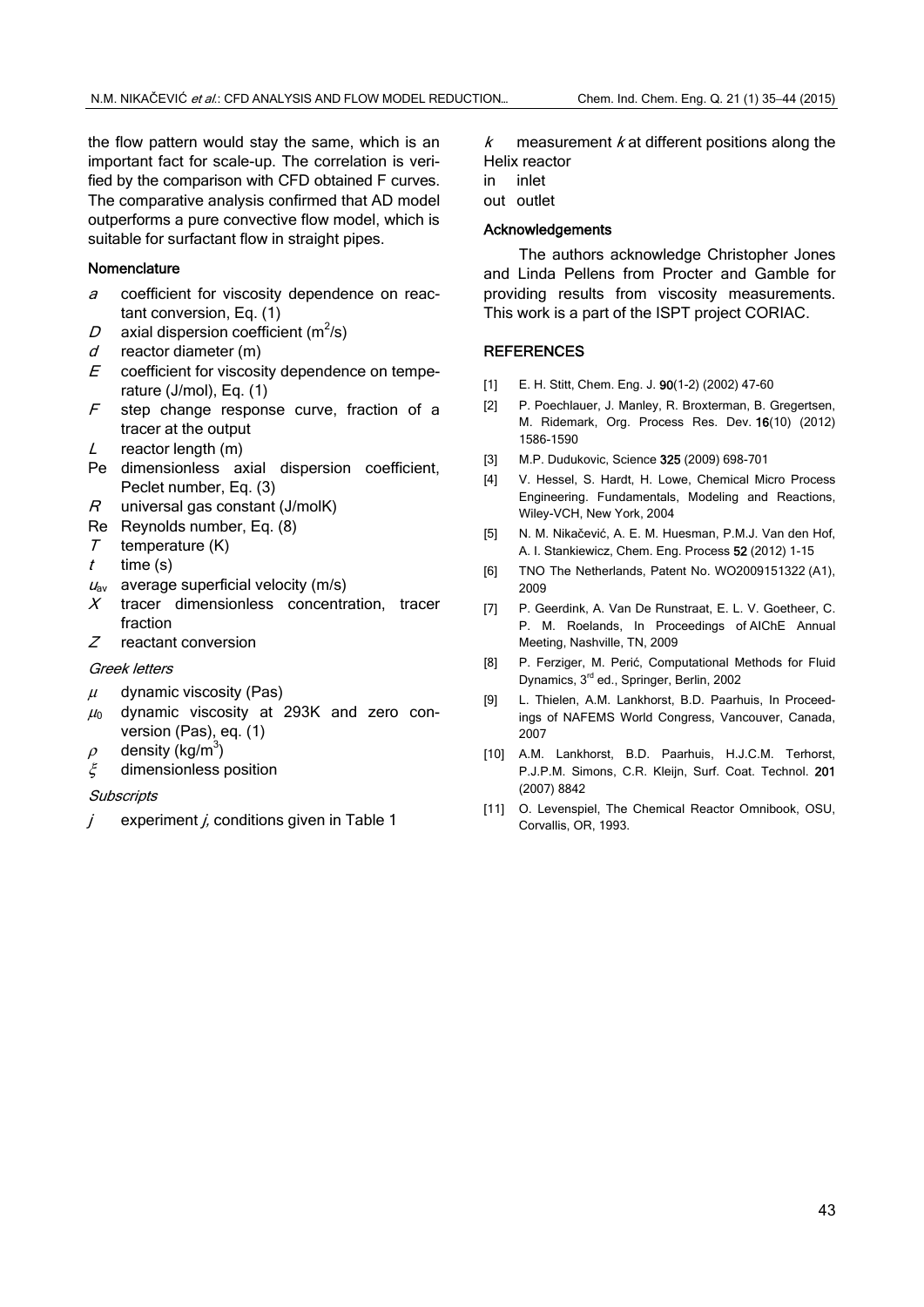the flow pattern would stay the same, which is an important fact for scale-up. The correlation is verified by the comparison with CFD obtained F curves. The comparative analysis confirmed that AD model outperforms a pure convective flow model, which is suitable for surfactant flow in straight pipes.

#### Nomenclature

- $a$ coefficient for viscosity dependence on reactant conversion, Eq. (1)
- $D$ axial dispersion coefficient ($m^2$/s)
- $d$ reactor diameter (m)
- $E$ coefficient for viscosity dependence on temperature (J/mol), Eq. (1)
- $F$ step change response curve, fraction of a tracer at the output
- $L$ reactor length (m)
- Pe dimensionless axial dispersion coefficient, Peclet number, Eq. (3)
- $R$ universal gas constant (J/molK)
- Re Reynolds number, Eq. (8)
- $T$ temperature (K)
- $t$ time (s)
- $u_{av}$ average superficial velocity (m/s)
- $X$ tracer dimensionless concentration, tracer fraction
- $Z$ reactant conversion

*Greek letters*

- $\mu$ dynamic viscosity (Pas)
- $\mu_0$ dynamic viscosity at 293K and zero conversion (Pas), eq. (1)
- $\rho$ density (kg/$m^3$)
- $\xi$ dimensionless position

*Subscripts*

- $j$ experiment $j$, conditions given in Table 1
- $k$ measurement $k$ at different positions along the Helix reactor
- in inlet
- out outlet

#### Acknowledgements

The authors acknowledge Christopher Jones and Linda Pellens from Procter and Gamble for providing results from viscosity measurements. This work is a part of the ISPT project CORIAC.

#### REFERENCES

[1] E. H. Stitt, Chem. Eng. J. **90**(1-2) (2002) 47-60

[2] P. Poechlauer, J. Manley, R. Broxterman, B. Gregertsen, M. Ridemark, Org. Process Res. Dev. **16**(10) (2012) 1586-1590

[3] M.P. Dudukovic, Science **325** (2009) 698-701

[4] V. Hessel, S. Hardt, H. Lowe, Chemical Micro Process Engineering. Fundamentals, Modeling and Reactions, Wiley-VCH, New York, 2004

[5] N. M. Nikačević, A. E. M. Huesman, P.M.J. Van den Hof, A. I. Stankiewicz, Chem. Eng. Process **52** (2012) 1-15

[6] TNO The Netherlands, Patent No. WO2009151322 (A1), 2009

[7] P. Geerdink, A. Van De Runstraat, E. L. V. Goetheer, C. P. M. Roelands, In Proceedings of AIChE Annual Meeting, Nashville, TN, 2009

[8] P. Ferziger, M. Perić, Computational Methods for Fluid Dynamics, 3rd ed., Springer, Berlin, 2002

[9] L. Thielen, A.M. Lankhorst, B.D. Paarhuis, In Proceedings of NAFEMS World Congress, Vancouver, Canada, 2007

[10] A.M. Lankhorst, B.D. Paarhuis, H.J.C.M. Terhorst, P.J.P.M. Simons, C.R. Kleijn, Surf. Coat. Technol. **201** (2007) 8842

[11] O. Levenspiel, The Chemical Reactor Omnibook, OSU, Corvallis, OR, 1993.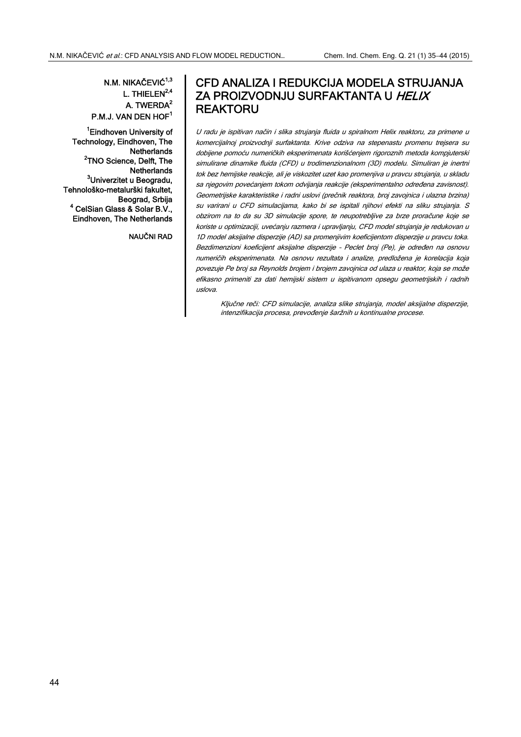N.M. NIKAČEVIĆ[1,3]
L. THIELEN[2,4]
A. TWERDA[2]
P.M.J. VAN DEN HOF[1]

[1]Eindhoven University of Technology, Eindhoven, The Netherlands
[2]TNO Science, Delft, The Netherlands
[3]Univerzitet u Beogradu, Tehnološko-metalurški fakultet, Beograd, Srbija
[4] CelSian Glass & Solar B.V., Eindhoven, The Netherlands

NAUČNI RAD

# CFD ANALIZA I REDUKCIJA MODELA STRUJANJA ZA PROIZVODNJU SURFAKTANTA U *HELIX* REAKTORU

*U radu je ispitivan način i slika strujanja fluida u spiralnom Helix reaktoru, za primene u komercijalnoj proizvodnji surfaktanta. Krive odziva na stepenastu promenu trejsera su dobijene pomoću numeričkih eksperimenata korišćenjem rigoroznih metoda kompjuterski simulirane dinamike fluida (CFD) u trodimenzionalnom (3D) modelu. Simuliran je inertni tok bez hemijske reakcije, ali je viskozitet uzet kao promenjiva u pravcu strujanja, u skladu sa njegovim povećanjem tokom odvijanja reakcije (eksperimentalno određena zavisnost). Geometrijske karakteristike i radni uslovi (prečnik reaktora, broj zavojnica i ulazna brzina) su varirani u CFD simulacijama, kako bi se ispitali njihovi efekti na sliku strujanja. S obzirom na to da su 3D simulacije spore, te neupotrebljive za brze proračune koje se koriste u optimizaciji, uvećanju razmera i upravljanju, CFD model strujanja je redukovan u 1D model aksijalne disperzije (AD) sa promenjivim koeficijentom disperzije u pravcu toka. Bezdimenzioni koeficijent aksijalne disperzije - Peclet broj (Pe), je određen na osnovu numeričih eksperimenata. Na osnovu rezultata i analize, predložena je korelacija koja povezuje Pe broj sa Reynolds brojem i brojem zavojnica od ulaza u reaktor, koja se može efikasno primeniti za dati hemijski sistem u ispitivanom opsegu geometrijskih i radnih uslova.*

*Ključne reči: CFD simulacije, analiza slike strujanja, model aksijalne disperzije, intenzifikacija procesa, prevođenje šaržnih u kontinualne procese.*